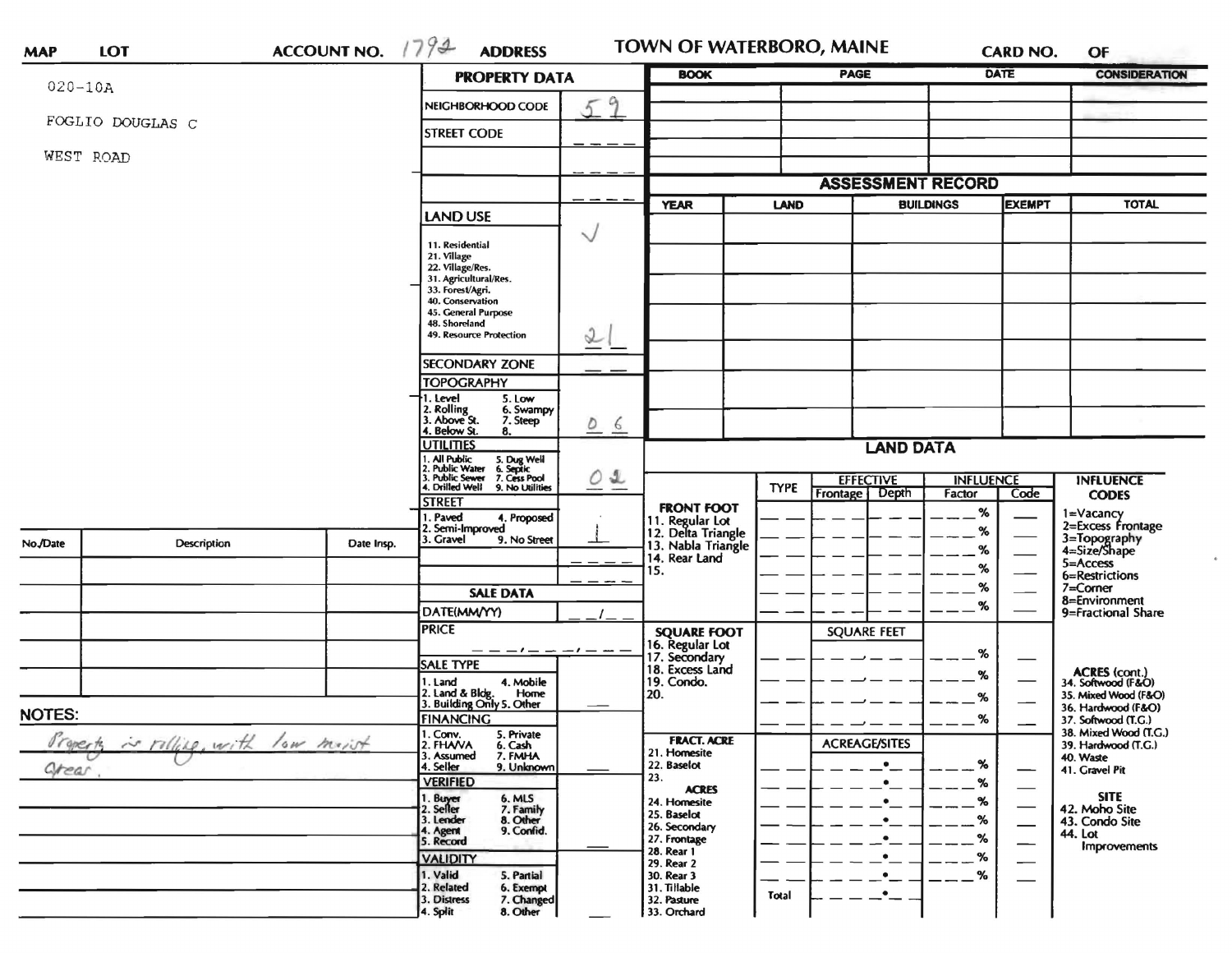| MAP | LOT | ACCOUNT NO. 1792 | ADDRESS | TOWN OF WATERBORO, MAINE | CARD NO. | OF |
|---|---|---|---|---|---|---|

020-10A

FOGLIO DOUGLAS C

WEST ROAD

## PROPERTY DATA

| Field | Value |
|---|---|
| NEIGHBORHOOD CODE | 59 |
| STREET CODE | ____ |
| | ____ |
| | ____ |
| LAND USE | ✓ |
| 11. Residential, 21. Village, 22. Village/Res., 31. Agricultural/Res., 33. Forest/Agri., 40. Conservation, 45. General Purpose, 48. Shoreland, 49. Resource Protection | 21 |
| SECONDARY ZONE | __ __ |
| TOPOGRAPHY: 1. Level, 2. Rolling, 3. Above St., 4. Below St., 5. Low, 6. Swampy, 7. Steep, 8. | 0 6 |
| UTILITIES: 1. All Public, 2. Public Water, 3. Public Sewer, 4. Drilled Well, 5. Dug Well, 6. Septic, 7. Cess Pool, 9. No Utilities | 0 2 |
| STREET: 1. Paved, 2. Semi-Improved, 3. Gravel, 4. Proposed, 9. No Street | 1 |

## SALE DATA

| Field | Value |
|---|---|
| DATE(MM/YY) | __/__ |
| PRICE | ___,___,___ |
| SALE TYPE: 1. Land, 2. Land & Bldg., 3. Building Only, 4. Mobile Home, 5. Other | |
| FINANCING: 1. Conv., 2. FHA/VA, 3. Assumed, 4. Seller, 5. Private, 6. Cash, 7. FMHA, 9. Unknown | |
| VERIFIED: 1. Buyer, 2. Seller, 3. Lender, 4. Agent, 5. Record, 6. MLS, 7. Family, 8. Other, 9. Confid. | |
| VALIDITY: 1. Valid, 2. Related, 3. Distress, 4. Split, 5. Partial, 6. Exempt, 7. Changed, 8. Other | |

| BOOK | PAGE | DATE | CONSIDERATION |
|---|---|---|---|
| | | | |
| | | | |
| | | | |
| | | | |

## ASSESSMENT RECORD

| YEAR | LAND | BUILDINGS | EXEMPT | TOTAL |
|---|---|---|---|---|
| | | | | |
| | | | | |
| | | | | |
| | | | | |
| | | | | |
| | | | | |
| | | | | |

## LAND DATA

| | TYPE | EFFECTIVE Frontage | EFFECTIVE Depth | INFLUENCE Factor | INFLUENCE Code |
|---|---|---|---|---|---|
| FRONT FOOT: 11. Regular Lot, 12. Delta Triangle, 13. Nabla Triangle, 14. Rear Land, 15. | | | | % | |
| SQUARE FOOT: 16. Regular Lot, 17. Secondary, 18. Excess Land, 19. Condo., 20. | | SQUARE FEET | | % | |
| FRACT. ACRE: 21. Homesite, 22. Baselot, 23. | | ACREAGE/SITES | | % | |
| ACRES: 24. Homesite, 25. Baselot, 26. Secondary, 27. Frontage, 28. Rear 1, 29. Rear 2, 30. Rear 3, 31. Tillable, 32. Pasture, 33. Orchard | | | | % | |
| Total | | | | | |

**INFLUENCE CODES**
1=Vacancy
2=Excess Frontage
3=Topography
4=Size/Shape
5=Access
6=Restrictions
7=Corner
8=Environment
9=Fractional Share

**ACRES (cont.)**
34. Softwood (F&O)
35. Mixed Wood (F&O)
36. Hardwood (F&O)
37. Softwood (T.G.)
38. Mixed Wood (T.G.)
39. Hardwood (T.G.)
40. Waste
41. Gravel Pit

**SITE**
42. Moho Site
43. Condo Site
44. Lot Improvements

| No./Date | Description | Date Insp. |
|---|---|---|
| | | |
| | | |
| | | |
| | | |
| | | |

**NOTES:**

Property is rolling, with low moist areas.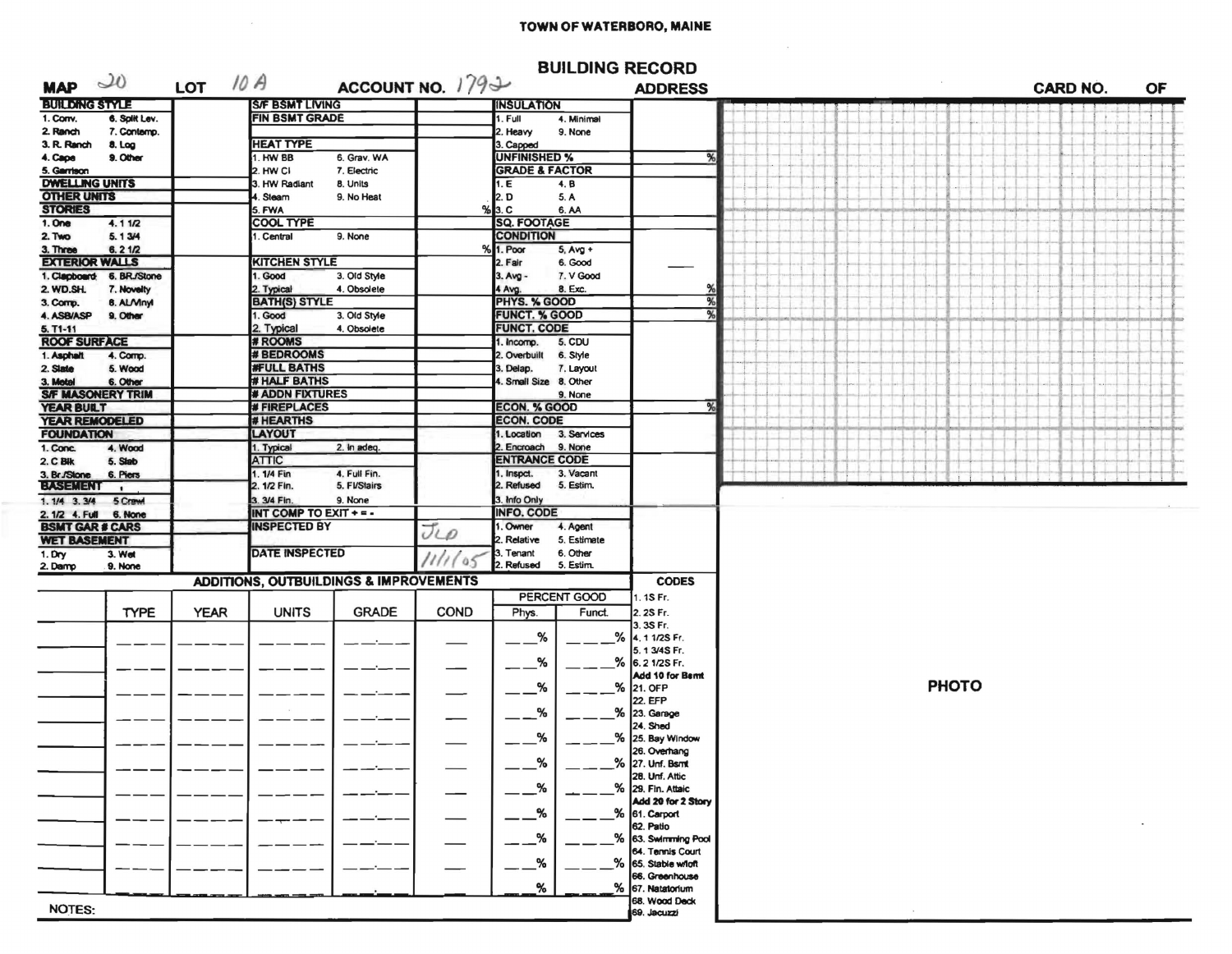# TOWN OF WATERBORO, MAINE

## BUILDING RECORD

**MAP** 20 **LOT** 10 A **ACCOUNT NO.** 1792 **ADDRESS** **CARD NO.** **OF**

| | | | | | | |
|---|---|---|---|---|---|---|
| **BUILDING STYLE** | | **S/F BSMT LIVING** | | **INSULATION** | | |
| 1. Conv. 6. Split Lev. 2. Ranch 7. Contemp. 3. R. Ranch 8. Log 4. Cape 9. Other 5. Garrison | | **FIN BSMT GRADE** | | 1. Full 4. Minimal 2. Heavy 9. None 3. Capped | | |
| **DWELLING UNITS** | | **HEAT TYPE** 1. HW BB 6. Grav. WA 2. HW CI 7. Electric 3. HW Radiant 8. Units 4. Steam 9. No Heat 5. FWA | % | **UNFINISHED %** | % | |
| **OTHER UNITS** | | | | **GRADE & FACTOR** 1. E 4. B 2. D 5. A 3. C 6. AA | | |
| **STORIES** 1. One 4. 1 1/2 2. Two 5. 1 3/4 3. Three 6. 2 1/2 | | **COOL TYPE** 1. Central 9. None | % | **SQ. FOOTAGE** | | |
| **EXTERIOR WALLS** 1. Clapboard 6. BR./Stone 2. WD.SH. 7. Novelty 3. Comp. 8. AL/Vinyl 4. ASB/ASP 9. Other 5. T1-11 | | **KITCHEN STYLE** 1. Good 3. Old Style 2. Typical 4. Obsolete | | **CONDITION** 1. Poor 5. Avg + 2. Fair 6. Good 3. Avg - 7. V Good 4 Avg. 8. Exc. | | |
| | | **BATH(S) STYLE** 1. Good 3. Old Style 2. Typical 4. Obsolete | | **PHYS. % GOOD** | % | |
| | | | | **FUNCT. % GOOD** | % | |
| **ROOF SURFACE** 1. Asphalt 4. Comp. 2. Slate 5. Wood 3. Metal 6. Other | | **# ROOMS** | | **FUNCT. CODE** 1. Incomp. 5. CDU 2. Overbuilt 6. Style 3. Delap. 7. Layout 4. Small Size 8. Other 9. None | | |
| | | **# BEDROOMS** | | | | |
| | | **#FULL BATHS** | | | | |
| | | **# HALF BATHS** | | | | |
| **S/F MASONRY TRIM** | | **# ADDN FIXTURES** | | | | |
| **YEAR BUILT** | | **# FIREPLACES** | | **ECON. % GOOD** | % | |
| **YEAR REMODELED** | | **# HEARTHS** | | **ECON. CODE** | | |
| **FOUNDATION** 1. Conc. 4. Wood 2. C Blk 5. Slab 3. Br./Stone 6. Piers | | **LAYOUT** 1. Typical 2. In adeq. | | 1. Location 3. Services 2. Encroach 9. None | | |
| | | **ATTIC** 1. 1/4 Fin 4. Full Fin. 2. 1/2 Fin. 5. Fl/Stairs 3. 3/4 Fin. 9. None | | **ENTRANCE CODE** 1. Inspct. 3. Vacant 2. Refused 5. Estim. 3. Info Only | | |
| **BASEMENT** 1. 1/4 3. 3/4 5 Crawl 2. 1/2 4. Full 6. None | | **INT COMP TO EXIT + = -** | | **INFO. CODE** | | |
| **BSMT GAR # CARS** | | **INSPECTED BY** | JLO | 1. Owner 4. Agent 2. Relative 5. Estimate 3. Tenant 6. Other | | |
| **WET BASEMENT** 1. Dry 3. Wet 2. Damp 9. None | | **DATE INSPECTED** | 11/1/05 | 2. Refused 5. Estim. | | |

### ADDITIONS, OUTBUILDINGS & IMPROVEMENTS

| | TYPE | YEAR | UNITS | GRADE | COND | PERCENT GOOD Phys. | Funct. |
|---|---|---|---|---|---|---|---|
| | | | | | | % | % |
| | | | | | | % | % |
| | | | | | | % | % |
| | | | | | | % | % |
| | | | | | | % | % |
| | | | | | | % | % |
| | | | | | | % | % |
| | | | | | | % | % |
| | | | | | | % | % |
| | | | | | | % | % |
| | | | | | | % | % |

NOTES:

**CODES**
1. 1S Fr.
2. 2S Fr.
3. 3S Fr.
4. 1 1/2S Fr.
5. 1 3/4S Fr.
6. 2 1/2S Fr.

**Add 10 for Bsmt**

21. OFP
22. EFP
23. Garage
24. Shed
25. Bay Window
26. Overhang
27. Unf. Bsmt
28. Unf. Attic
29. Fin. Attaic

**Add 20 for 2 Story**

61. Carport
62. Patio
63. Swimming Pool
64. Tennis Court
65. Stable w/loft
66. Greenhouse
67. Natatorium
68. Wood Deck
69. Jacuzzi

**PHOTO**